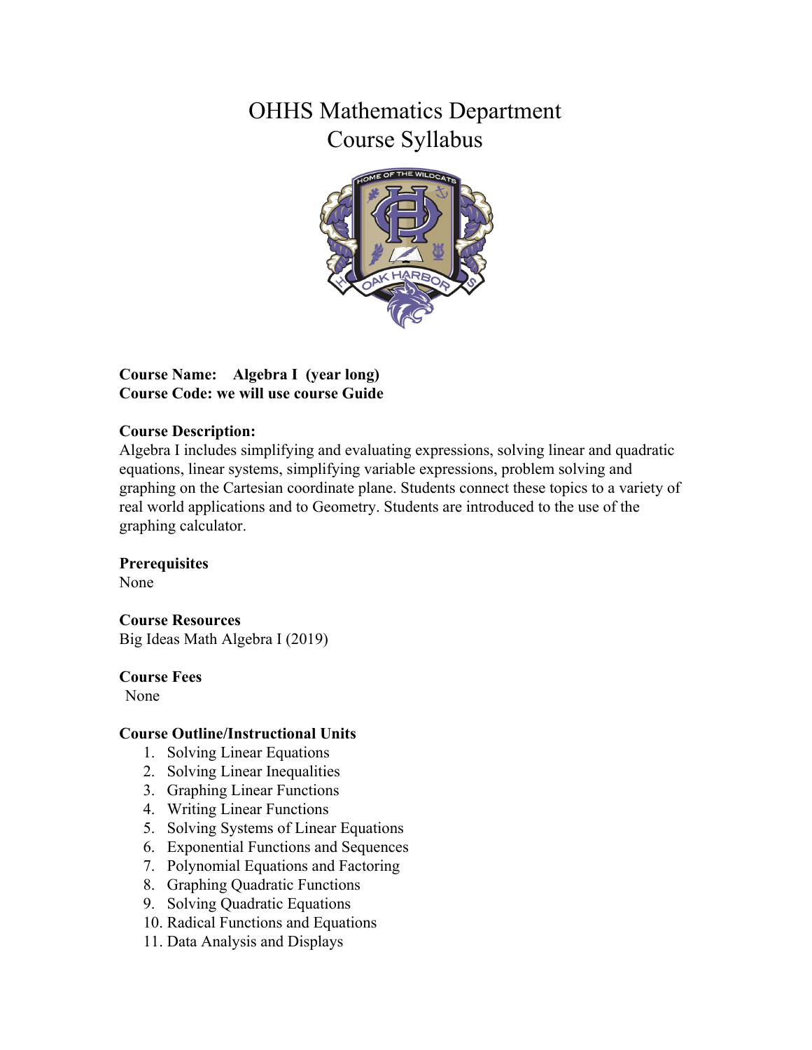# OHHS Mathematics Department
# Course Syllabus

**Course Name: Algebra I (year long)**
**Course Code: we will use course Guide**

**Course Description:**
Algebra I includes simplifying and evaluating expressions, solving linear and quadratic equations, linear systems, simplifying variable expressions, problem solving and graphing on the Cartesian coordinate plane. Students connect these topics to a variety of real world applications and to Geometry. Students are introduced to the use of the graphing calculator.

**Prerequisites**
None

**Course Resources**
Big Ideas Math Algebra I (2019)

**Course Fees**
None

**Course Outline/Instructional Units**

1. Solving Linear Equations
2. Solving Linear Inequalities
3. Graphing Linear Functions
4. Writing Linear Functions
5. Solving Systems of Linear Equations
6. Exponential Functions and Sequences
7. Polynomial Equations and Factoring
8. Graphing Quadratic Functions
9. Solving Quadratic Equations
10. Radical Functions and Equations
11. Data Analysis and Displays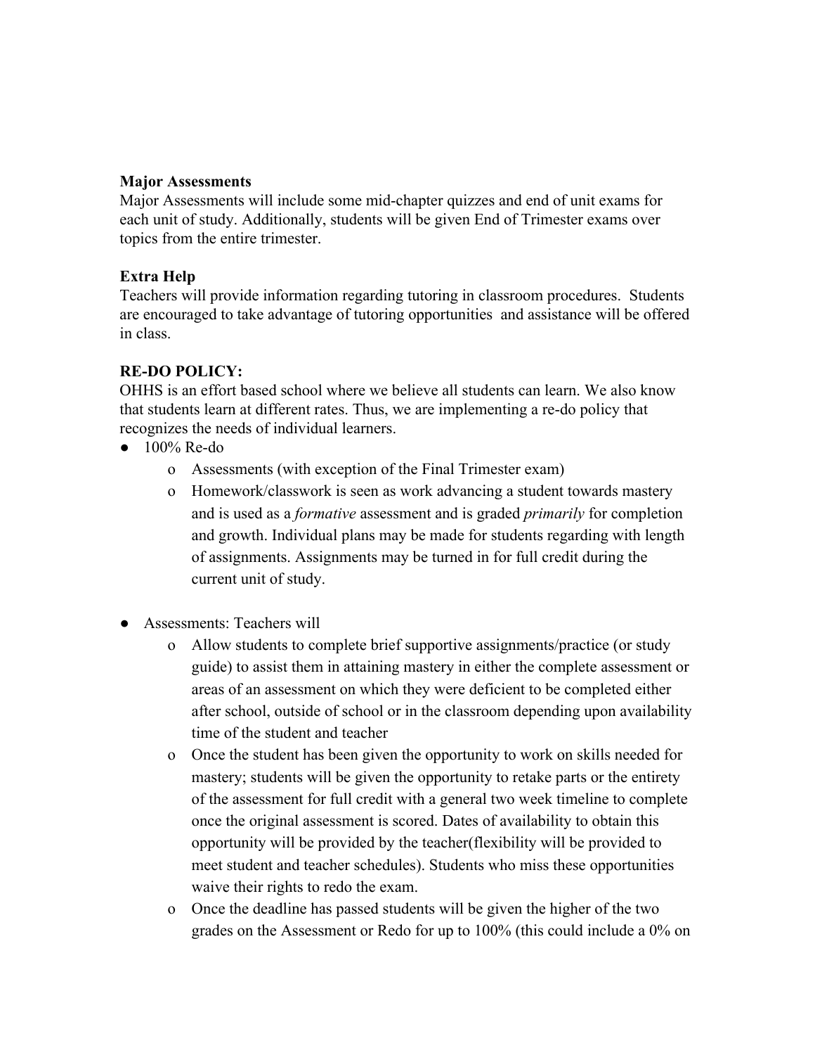**Major Assessments**
Major Assessments will include some mid-chapter quizzes and end of unit exams for each unit of study. Additionally, students will be given End of Trimester exams over topics from the entire trimester.

**Extra Help**
Teachers will provide information regarding tutoring in classroom procedures. Students are encouraged to take advantage of tutoring opportunities and assistance will be offered in class.

**RE-DO POLICY:**
OHHS is an effort based school where we believe all students can learn. We also know that students learn at different rates. Thus, we are implementing a re-do policy that recognizes the needs of individual learners.

- 100% Re-do
  - Assessments (with exception of the Final Trimester exam)
  - Homework/classwork is seen as work advancing a student towards mastery and is used as a *formative* assessment and is graded *primarily* for completion and growth. Individual plans may be made for students regarding with length of assignments. Assignments may be turned in for full credit during the current unit of study.

- Assessments: Teachers will
  - Allow students to complete brief supportive assignments/practice (or study guide) to assist them in attaining mastery in either the complete assessment or areas of an assessment on which they were deficient to be completed either after school, outside of school or in the classroom depending upon availability time of the student and teacher
  - Once the student has been given the opportunity to work on skills needed for mastery; students will be given the opportunity to retake parts or the entirety of the assessment for full credit with a general two week timeline to complete once the original assessment is scored. Dates of availability to obtain this opportunity will be provided by the teacher(flexibility will be provided to meet student and teacher schedules). Students who miss these opportunities waive their rights to redo the exam.
  - Once the deadline has passed students will be given the higher of the two grades on the Assessment or Redo for up to 100% (this could include a 0% on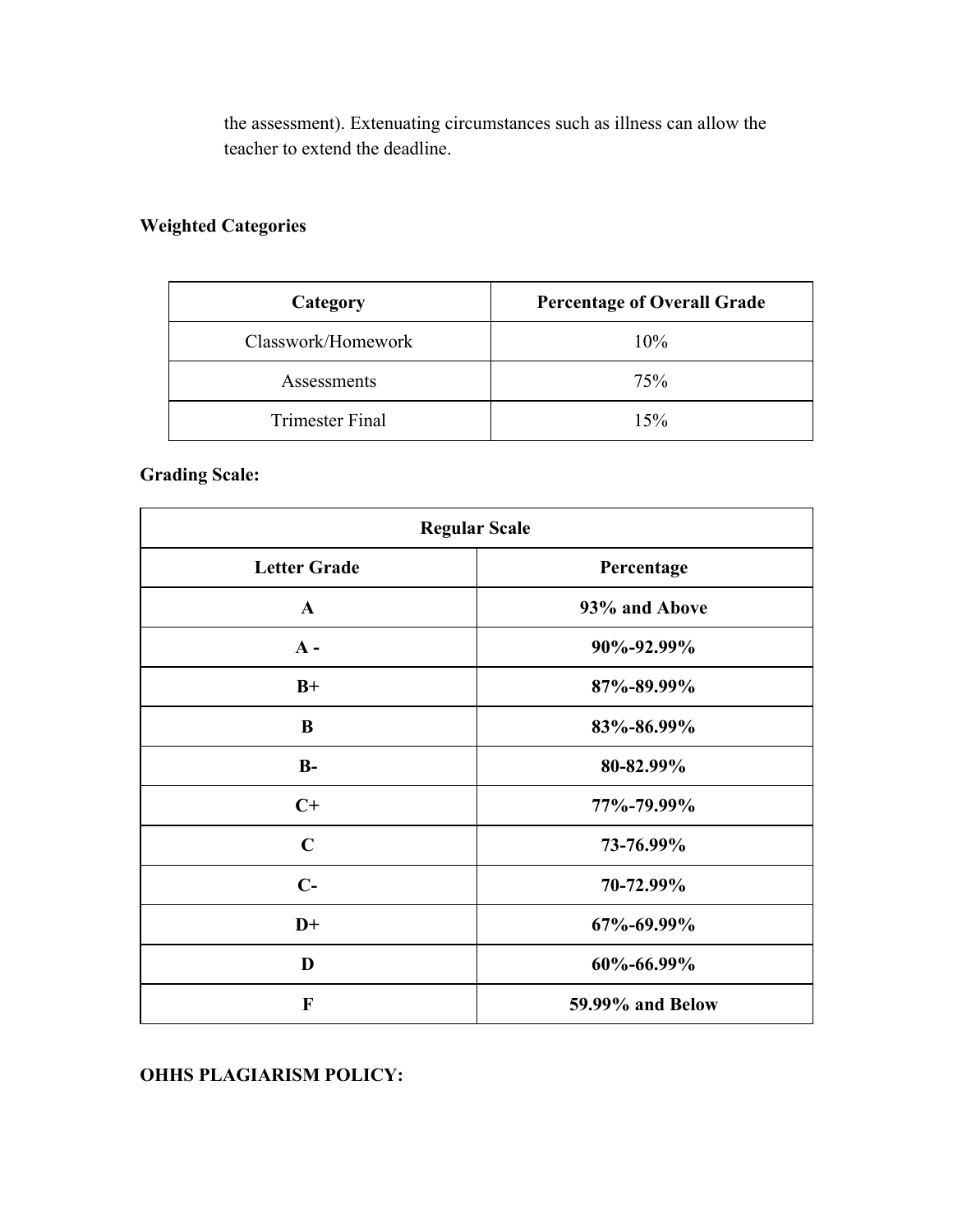the assessment). Extenuating circumstances such as illness can allow the teacher to extend the deadline.

**Weighted Categories**

| Category | Percentage of Overall Grade |
| --- | --- |
| Classwork/Homework | 10% |
| Assessments | 75% |
| Trimester Final | 15% |

**Grading Scale:**

| Regular Scale | |
| --- | --- |
| **Letter Grade** | **Percentage** |
| **A** | **93% and Above** |
| **A -** | **90%-92.99%** |
| **B+** | **87%-89.99%** |
| **B** | **83%-86.99%** |
| **B-** | **80-82.99%** |
| **C+** | **77%-79.99%** |
| **C** | **73-76.99%** |
| **C-** | **70-72.99%** |
| **D+** | **67%-69.99%** |
| **D** | **60%-66.99%** |
| **F** | **59.99% and Below** |

**OHHS PLAGIARISM POLICY:**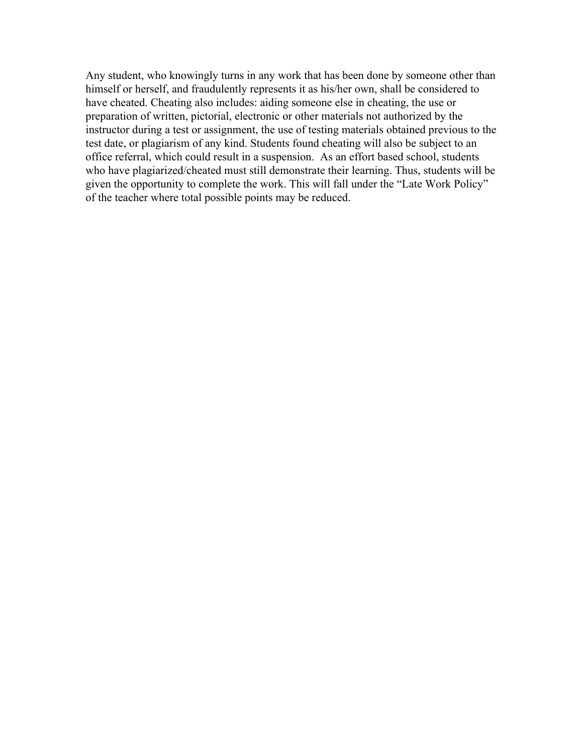Any student, who knowingly turns in any work that has been done by someone other than himself or herself, and fraudulently represents it as his/her own, shall be considered to have cheated. Cheating also includes: aiding someone else in cheating, the use or preparation of written, pictorial, electronic or other materials not authorized by the instructor during a test or assignment, the use of testing materials obtained previous to the test date, or plagiarism of any kind. Students found cheating will also be subject to an office referral, which could result in a suspension. As an effort based school, students who have plagiarized/cheated must still demonstrate their learning. Thus, students will be given the opportunity to complete the work. This will fall under the "Late Work Policy" of the teacher where total possible points may be reduced.